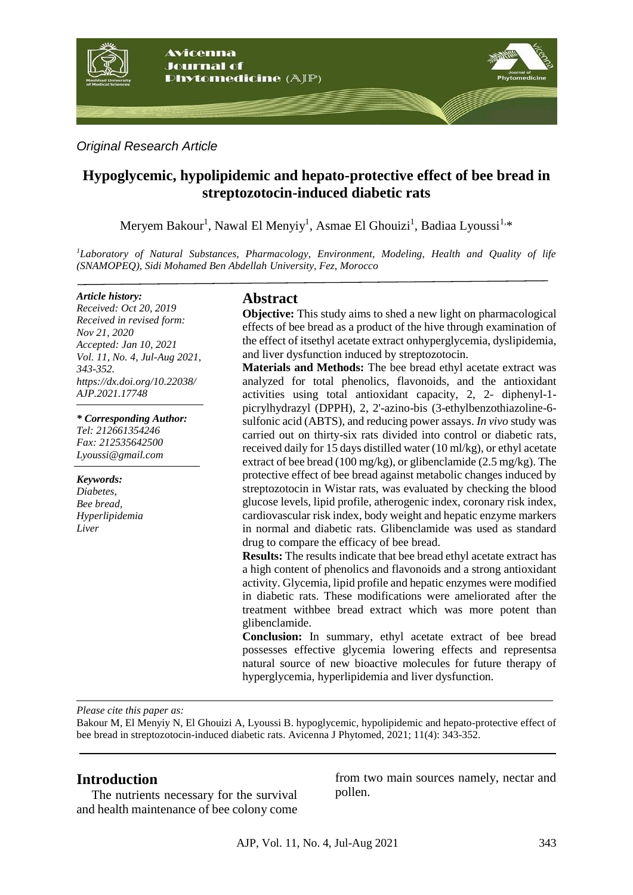*Original Research Article*

# Hypoglycemic, hypolipidemic and hepato-protective effect of bee bread in streptozotocin-induced diabetic rats

Meryem Bakour[1], Nawal El Menyiy[1], Asmae El Ghouizi[1], Badiaa Lyoussi[1,*]

[1]*Laboratory of Natural Substances, Pharmacology, Environment, Modeling, Health and Quality of life (SNAMOPEQ), Sidi Mohamed Ben Abdellah University, Fez, Morocco*

***Article history:***
*Received: Oct 20, 2019*
*Received in revised form: Nov 21, 2020*
*Accepted: Jan 10, 2021*
*Vol. 11, No. 4, Jul-Aug 2021, 343-352.*
*https://dx.doi.org/10.22038/AJP.2021.17748*

***\* Corresponding Author:***
*Tel: 212661354246*
*Fax: 212535642500*
*Lyoussi@gmail.com*

***Keywords:***
*Diabetes,*
*Bee bread,*
*Hyperlipidemia*
*Liver*

## Abstract

**Objective:** This study aims to shed a new light on pharmacological effects of bee bread as a product of the hive through examination of the effect of itsethyl acetate extract onhyperglycemia, dyslipidemia, and liver dysfunction induced by streptozotocin.

**Materials and Methods:** The bee bread ethyl acetate extract was analyzed for total phenolics, flavonoids, and the antioxidant activities using total antioxidant capacity, 2, 2- diphenyl-1-picrylhydrazyl (DPPH), 2, 2'-azino-bis (3-ethylbenzothiazoline-6-sulfonic acid (ABTS), and reducing power assays. *In vivo* study was carried out on thirty-six rats divided into control or diabetic rats, received daily for 15 days distilled water (10 ml/kg), or ethyl acetate extract of bee bread (100 mg/kg), or glibenclamide (2.5 mg/kg). The protective effect of bee bread against metabolic changes induced by streptozotocin in Wistar rats, was evaluated by checking the blood glucose levels, lipid profile, atherogenic index, coronary risk index, cardiovascular risk index, body weight and hepatic enzyme markers in normal and diabetic rats. Glibenclamide was used as standard drug to compare the efficacy of bee bread.

**Results:** The results indicate that bee bread ethyl acetate extract has a high content of phenolics and flavonoids and a strong antioxidant activity. Glycemia, lipid profile and hepatic enzymes were modified in diabetic rats. These modifications were ameliorated after the treatment withbee bread extract which was more potent than glibenclamide.

**Conclusion:** In summary, ethyl acetate extract of bee bread possesses effective glycemia lowering effects and representsa natural source of new bioactive molecules for future therapy of hyperglycemia, hyperlipidemia and liver dysfunction.

*Please cite this paper as:*

Bakour M, El Menyiy N, El Ghouizi A, Lyoussi B. hypoglycemic, hypolipidemic and hepato-protective effect of bee bread in streptozotocin-induced diabetic rats. Avicenna J Phytomed, 2021; 11(4): 343-352.

## Introduction

The nutrients necessary for the survival and health maintenance of bee colony come from two main sources namely, nectar and pollen.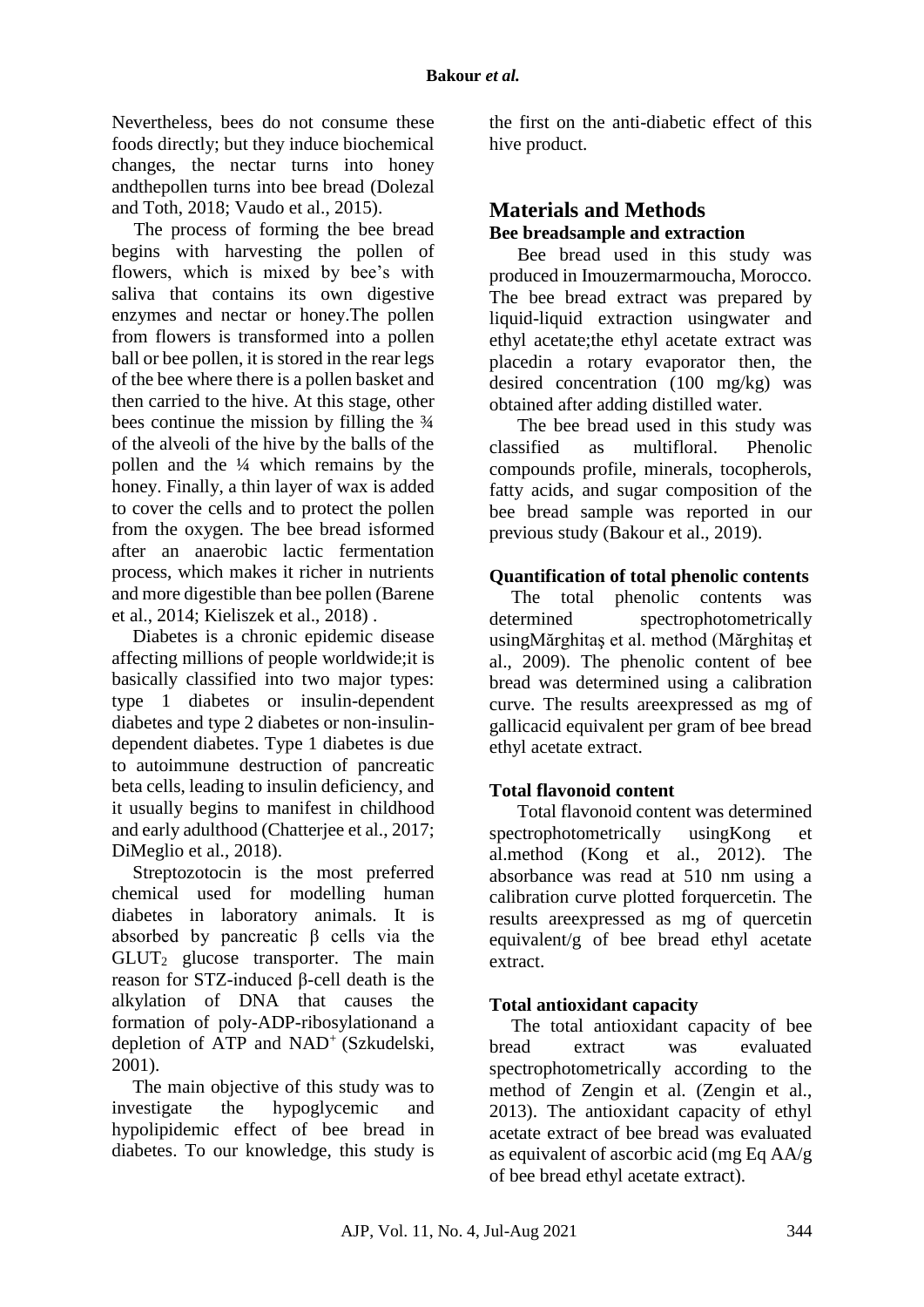Nevertheless, bees do not consume these foods directly; but they induce biochemical changes, the nectar turns into honey andthepollen turns into bee bread (Dolezal and Toth, 2018; Vaudo et al., 2015).

The process of forming the bee bread begins with harvesting the pollen of flowers, which is mixed by bee's with saliva that contains its own digestive enzymes and nectar or honey.The pollen from flowers is transformed into a pollen ball or bee pollen, it is stored in the rear legs of the bee where there is a pollen basket and then carried to the hive. At this stage, other bees continue the mission by filling the ¾ of the alveoli of the hive by the balls of the pollen and the ¼ which remains by the honey. Finally, a thin layer of wax is added to cover the cells and to protect the pollen from the oxygen. The bee bread isformed after an anaerobic lactic fermentation process, which makes it richer in nutrients and more digestible than bee pollen (Barene et al., 2014; Kieliszek et al., 2018) .

Diabetes is a chronic epidemic disease affecting millions of people worldwide;it is basically classified into two major types: type 1 diabetes or insulin-dependent diabetes and type 2 diabetes or non-insulin-dependent diabetes. Type 1 diabetes is due to autoimmune destruction of pancreatic beta cells, leading to insulin deficiency, and it usually begins to manifest in childhood and early adulthood (Chatterjee et al., 2017; DiMeglio et al., 2018).

Streptozotocin is the most preferred chemical used for modelling human diabetes in laboratory animals. It is absorbed by pancreatic β cells via the $GLUT_2$ glucose transporter. The main reason for STZ-induced β-cell death is the alkylation of DNA that causes the formation of poly-ADP-ribosylationand a depletion of ATP and $NAD^+$ (Szkudelski, 2001).

The main objective of this study was to investigate the hypoglycemic and hypolipidemic effect of bee bread in diabetes. To our knowledge, this study is the first on the anti-diabetic effect of this hive product.

## Materials and Methods

### Bee breadsample and extraction

Bee bread used in this study was produced in Imouzermarmoucha, Morocco. The bee bread extract was prepared by liquid-liquid extraction usingwater and ethyl acetate;the ethyl acetate extract was placedin a rotary evaporator then, the desired concentration (100 mg/kg) was obtained after adding distilled water.

The bee bread used in this study was classified as multifloral. Phenolic compounds profile, minerals, tocopherols, fatty acids, and sugar composition of the bee bread sample was reported in our previous study (Bakour et al., 2019).

### Quantification of total phenolic contents

The total phenolic contents was determined spectrophotometrically usingMărghitaş et al. method (Mărghitaş et al., 2009). The phenolic content of bee bread was determined using a calibration curve. The results areexpressed as mg of gallicacid equivalent per gram of bee bread ethyl acetate extract.

### Total flavonoid content

Total flavonoid content was determined spectrophotometrically usingKong et al.method (Kong et al., 2012). The absorbance was read at 510 nm using a calibration curve plotted forquercetin. The results areexpressed as mg of quercetin equivalent/g of bee bread ethyl acetate extract.

### Total antioxidant capacity

The total antioxidant capacity of bee bread extract was evaluated spectrophotometrically according to the method of Zengin et al. (Zengin et al., 2013). The antioxidant capacity of ethyl acetate extract of bee bread was evaluated as equivalent of ascorbic acid (mg Eq AA/g of bee bread ethyl acetate extract).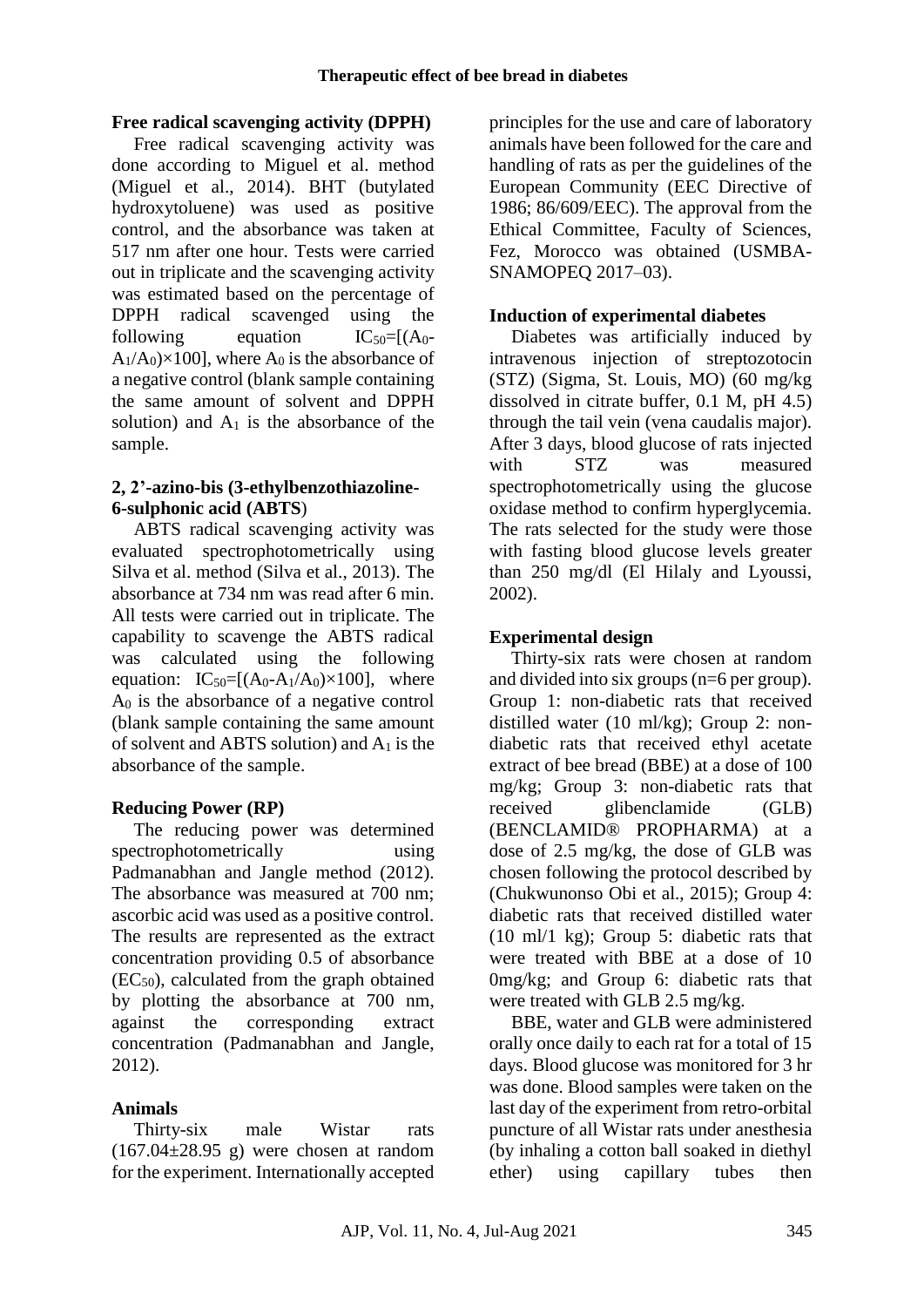### Free radical scavenging activity (DPPH)

Free radical scavenging activity was done according to Miguel et al. method (Miguel et al., 2014). BHT (butylated hydroxytoluene) was used as positive control, and the absorbance was taken at 517 nm after one hour. Tests were carried out in triplicate and the scavenging activity was estimated based on the percentage of DPPH radical scavenged using the following equation $IC_{50}=[(A_0-A_1/A_0)\times100]$, where $A_0$ is the absorbance of a negative control (blank sample containing the same amount of solvent and DPPH solution) and $A_1$ is the absorbance of the sample.

### 2, 2'-azino-bis (3-ethylbenzothiazoline-6-sulphonic acid (ABTS)

ABTS radical scavenging activity was evaluated spectrophotometrically using Silva et al. method (Silva et al., 2013). The absorbance at 734 nm was read after 6 min. All tests were carried out in triplicate. The capability to scavenge the ABTS radical was calculated using the following equation: $IC_{50}=[(A_0-A_1/A_0)\times100]$, where $A_0$ is the absorbance of a negative control (blank sample containing the same amount of solvent and ABTS solution) and $A_1$ is the absorbance of the sample.

### Reducing Power (RP)

The reducing power was determined spectrophotometrically using Padmanabhan and Jangle method (2012). The absorbance was measured at 700 nm; ascorbic acid was used as a positive control. The results are represented as the extract concentration providing 0.5 of absorbance ($EC_{50}$), calculated from the graph obtained by plotting the absorbance at 700 nm, against the corresponding extract concentration (Padmanabhan and Jangle, 2012).

### Animals

Thirty-six male Wistar rats (167.04±28.95 g) were chosen at random for the experiment. Internationally accepted principles for the use and care of laboratory animals have been followed for the care and handling of rats as per the guidelines of the European Community (EEC Directive of 1986; 86/609/EEC). The approval from the Ethical Committee, Faculty of Sciences, Fez, Morocco was obtained (USMBA-SNAMOPEQ 2017–03).

### Induction of experimental diabetes

Diabetes was artificially induced by intravenous injection of streptozotocin (STZ) (Sigma, St. Louis, MO) (60 mg/kg dissolved in citrate buffer, 0.1 M, pH 4.5) through the tail vein (vena caudalis major). After 3 days, blood glucose of rats injected with STZ was measured spectrophotometrically using the glucose oxidase method to confirm hyperglycemia. The rats selected for the study were those with fasting blood glucose levels greater than 250 mg/dl (El Hilaly and Lyoussi, 2002).

### Experimental design

Thirty-six rats were chosen at random and divided into six groups (n=6 per group). Group 1: non-diabetic rats that received distilled water (10 ml/kg); Group 2: non-diabetic rats that received ethyl acetate extract of bee bread (BBE) at a dose of 100 mg/kg; Group 3: non-diabetic rats that received glibenclamide (GLB) (BENCLAMID® PROPHARMA) at a dose of 2.5 mg/kg, the dose of GLB was chosen following the protocol described by (Chukwunonso Obi et al., 2015); Group 4: diabetic rats that received distilled water (10 ml/1 kg); Group 5: diabetic rats that were treated with BBE at a dose of 10 0mg/kg; and Group 6: diabetic rats that were treated with GLB 2.5 mg/kg.

BBE, water and GLB were administered orally once daily to each rat for a total of 15 days. Blood glucose was monitored for 3 hr was done. Blood samples were taken on the last day of the experiment from retro-orbital puncture of all Wistar rats under anesthesia (by inhaling a cotton ball soaked in diethyl ether) using capillary tubes then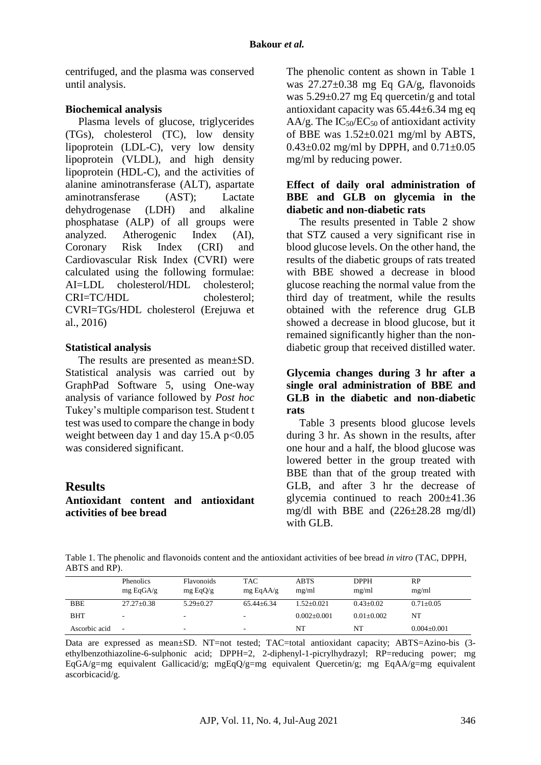centrifuged, and the plasma was conserved until analysis.

### Biochemical analysis

Plasma levels of glucose, triglycerides (TGs), cholesterol (TC), low density lipoprotein (LDL-C), very low density lipoprotein (VLDL), and high density lipoprotein (HDL-C), and the activities of alanine aminotransferase (ALT), aspartate aminotransferase (AST); Lactate dehydrogenase (LDH) and alkaline phosphatase (ALP) of all groups were analyzed. Atherogenic Index (AI), Coronary Risk Index (CRI) and Cardiovascular Risk Index (CVRI) were calculated using the following formulae: AI=LDL cholesterol/HDL cholesterol; CRI=TC/HDL cholesterol; CVRI=TGs/HDL cholesterol (Erejuwa et al., 2016)

### Statistical analysis

The results are presented as mean±SD. Statistical analysis was carried out by GraphPad Software 5, using One-way analysis of variance followed by *Post hoc* Tukey's multiple comparison test. Student t test was used to compare the change in body weight between day 1 and day 15.A $p<0.05$ was considered significant.

## Results

### Antioxidant content and antioxidant activities of bee bread

The phenolic content as shown in Table 1 was 27.27±0.38 mg Eq GA/g, flavonoids was 5.29±0.27 mg Eq quercetin/g and total antioxidant capacity was 65.44±6.34 mg eq AA/g. The $IC_{50}/EC_{50}$ of antioxidant activity of BBE was 1.52±0.021 mg/ml by ABTS, 0.43±0.02 mg/ml by DPPH, and 0.71±0.05 mg/ml by reducing power.

### Effect of daily oral administration of BBE and GLB on glycemia in the diabetic and non-diabetic rats

The results presented in Table 2 show that STZ caused a very significant rise in blood glucose levels. On the other hand, the results of the diabetic groups of rats treated with BBE showed a decrease in blood glucose reaching the normal value from the third day of treatment, while the results obtained with the reference drug GLB showed a decrease in blood glucose, but it remained significantly higher than the non-diabetic group that received distilled water.

### Glycemia changes during 3 hr after a single oral administration of BBE and GLB in the diabetic and non-diabetic rats

Table 3 presents blood glucose levels during 3 hr. As shown in the results, after one hour and a half, the blood glucose was lowered better in the group treated with BBE than that of the group treated with GLB, and after 3 hr the decrease of glycemia continued to reach 200±41.36 mg/dl with BBE and (226±28.28 mg/dl) with GLB.

Table 1. The phenolic and flavonoids content and the antioxidant activities of bee bread *in vitro* (TAC, DPPH, ABTS and RP).

| | Phenolics mg EqGA/g | Flavonoids mg EqQ/g | TAC mg EqAA/g | ABTS mg/ml | DPPH mg/ml | RP mg/ml |
|---|---|---|---|---|---|---|
| BBE | 27.27±0.38 | 5.29±0.27 | 65.44±6.34 | 1.52±0.021 | 0.43±0.02 | 0.71±0.05 |
| BHT | - | - | - | 0.002±0.001 | 0.01±0.002 | NT |
| Ascorbic acid | - | - | - | NT | NT | 0.004±0.001 |

Data are expressed as mean±SD. NT=not tested; TAC=total antioxidant capacity; ABTS=Azino-bis (3-ethylbenzothiazoline-6-sulphonic acid; DPPH=2, 2-diphenyl-1-picrylhydrazyl; RP=reducing power; mg EqGA/g=mg equivalent Gallicacid/g; mgEqQ/g=mg equivalent Quercetin/g; mg EqAA/g=mg equivalent ascorbicacid/g.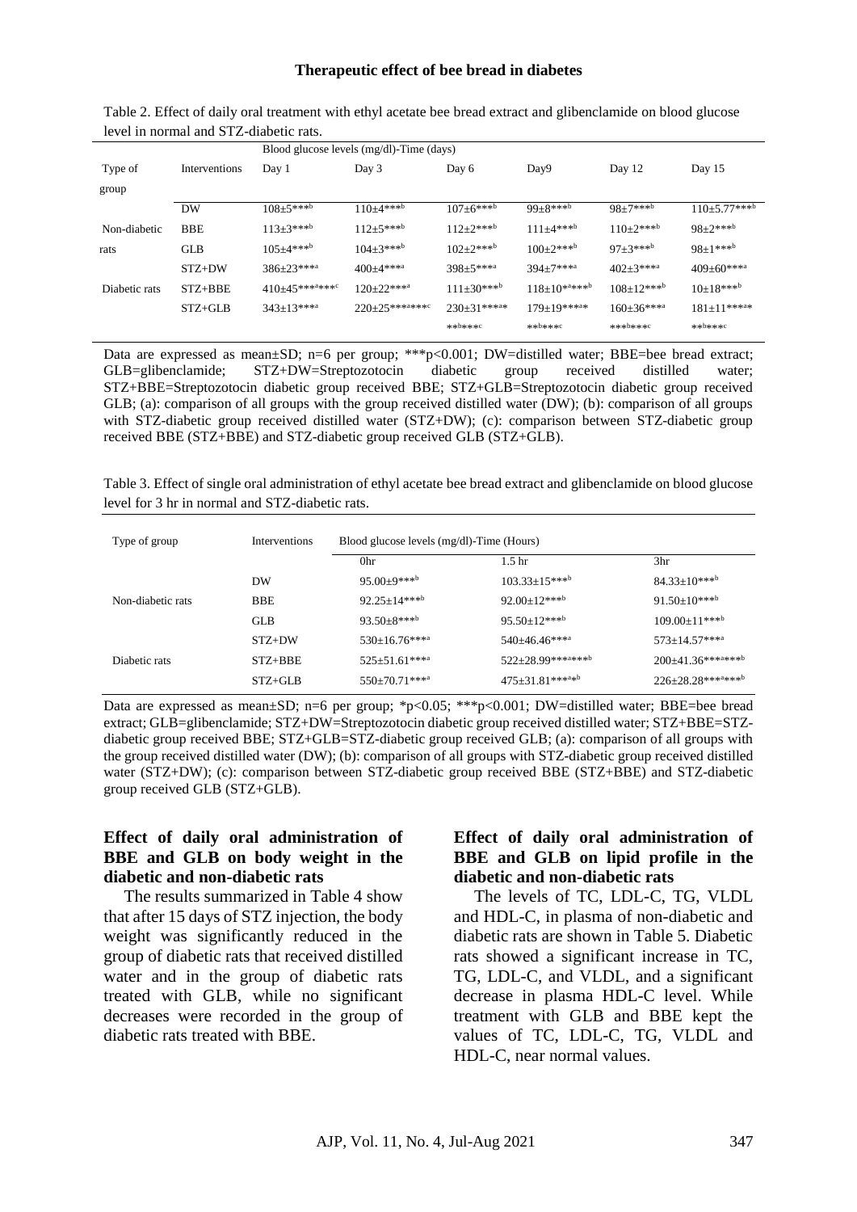Table 2. Effect of daily oral treatment with ethyl acetate bee bread extract and glibenclamide on blood glucose level in normal and STZ-diabetic rats.

| Type of group | Interventions | Blood glucose levels (mg/dl)-Time (days) | | | | | |
|---|---|---|---|---|---|---|---|
| | | Day 1 | Day 3 | Day 6 | Day9 | Day 12 | Day 15 |
| Non-diabetic rats | DW | 108±5***b | 110±4***b | 107±6***b | 99±8***b | 98±7***b | 110±5.77***b |
| | BBE | 113±3***b | 112±5***b | 112±2***b | 111±4***b | 110±2***b | 98±2***b |
| | GLB | 105±4***b | 104±3***b | 102±2***b | 100±2***b | 97±3***b | 98±1***b |
| Diabetic rats | STZ+DW | 386±23***a | 400±4***a | 398±5***a | 394±7***a | 402±3***a | 409±60***a |
| | STZ+BBE | 410±45***a***c | 120±22***a | 111±30***b | 118±10*a***b | 108±12***b | 10±18***b |
| | STZ+GLB | 343±13***a | 220±25***a***c | 230±31***a* **b***c | 179±19***a* **b***c | 160±36***a ***b***c | 181±11***a* **b***c |

Data are expressed as mean±SD; n=6 per group; ***p<0.001; DW=distilled water; BBE=bee bread extract; GLB=glibenclamide; STZ+DW=Streptozotocin diabetic group received distilled water; STZ+BBE=Streptozotocin diabetic group received BBE; STZ+GLB=Streptozotocin diabetic group received GLB; (a): comparison of all groups with the group received distilled water (DW); (b): comparison of all groups with STZ-diabetic group received distilled water (STZ+DW); (c): comparison between STZ-diabetic group received BBE (STZ+BBE) and STZ-diabetic group received GLB (STZ+GLB).

Table 3. Effect of single oral administration of ethyl acetate bee bread extract and glibenclamide on blood glucose level for 3 hr in normal and STZ-diabetic rats.

| Type of group | Interventions | Blood glucose levels (mg/dl)-Time (Hours) | | |
|---|---|---|---|---|
| | | 0hr | 1.5 hr | 3hr |
| Non-diabetic rats | DW | 95.00±9***b | 103.33±15***b | 84.33±10***b |
| | BBE | 92.25±14***b | 92.00±12***b | 91.50±10***b |
| | GLB | 93.50±8***b | 95.50±12***b | 109.00±11***b |
| Diabetic rats | STZ+DW | 530±16.76***a | 540±46.46***a | 573±14.57***a |
| | STZ+BBE | 525±51.61***a | 522±28.99***a***b | 200±41.36***a***b |
| | STZ+GLB | 550±70.71***a | 475±31.81***a*b | 226±28.28***a***b |

Data are expressed as mean±SD; n=6 per group; *p<0.05; ***p<0.001; DW=distilled water; BBE=bee bread extract; GLB=glibenclamide; STZ+DW=Streptozotocin diabetic group received distilled water; STZ+BBE=STZ-diabetic group received BBE; STZ+GLB=STZ-diabetic group received GLB; (a): comparison of all groups with the group received distilled water (DW); (b): comparison of all groups with STZ-diabetic group received distilled water (STZ+DW); (c): comparison between STZ-diabetic group received BBE (STZ+BBE) and STZ-diabetic group received GLB (STZ+GLB).

### Effect of daily oral administration of BBE and GLB on body weight in the diabetic and non-diabetic rats

The results summarized in Table 4 show that after 15 days of STZ injection, the body weight was significantly reduced in the group of diabetic rats that received distilled water and in the group of diabetic rats treated with GLB, while no significant decreases were recorded in the group of diabetic rats treated with BBE.

### Effect of daily oral administration of BBE and GLB on lipid profile in the diabetic and non-diabetic rats

The levels of TC, LDL-C, TG, VLDL and HDL-C, in plasma of non-diabetic and diabetic rats are shown in Table 5. Diabetic rats showed a significant increase in TC, TG, LDL-C, and VLDL, and a significant decrease in plasma HDL-C level. While treatment with GLB and BBE kept the values of TC, LDL-C, TG, VLDL and HDL-C, near normal values.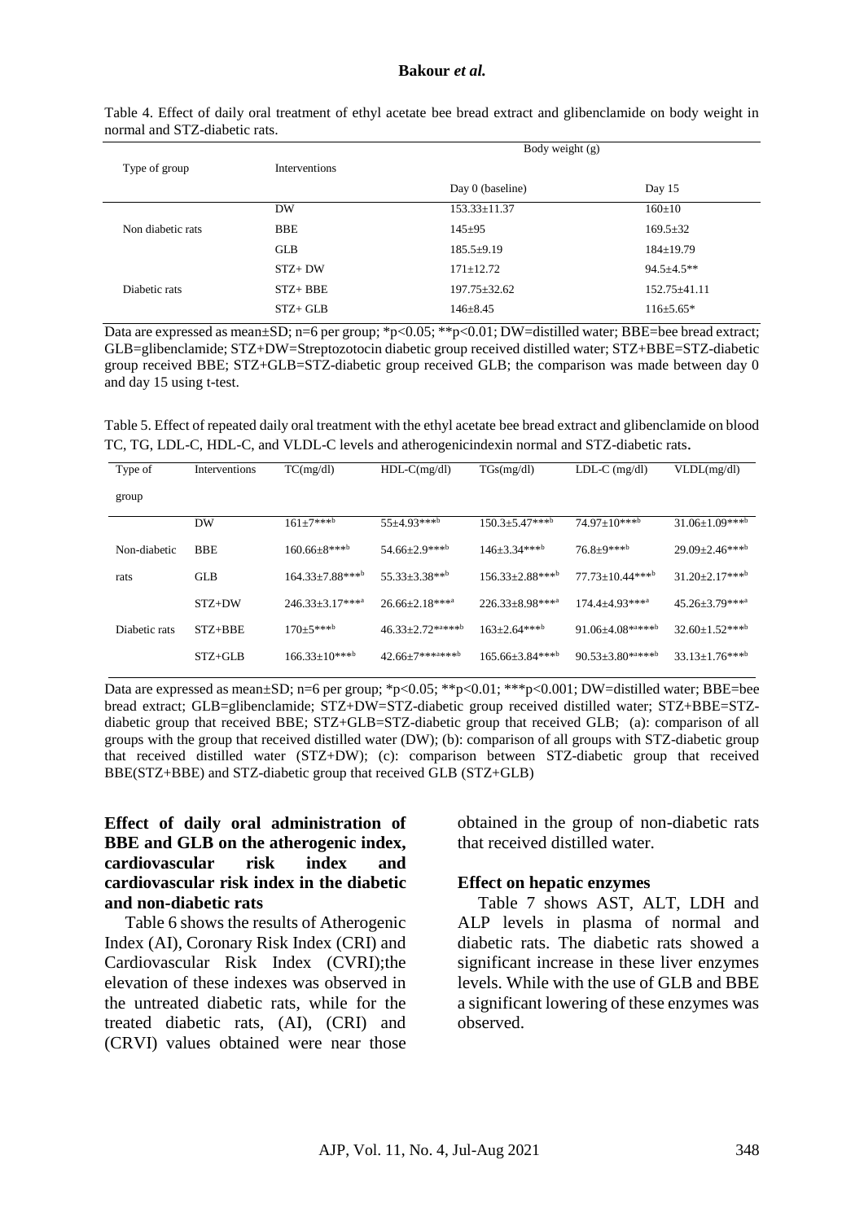Table 4. Effect of daily oral treatment of ethyl acetate bee bread extract and glibenclamide on body weight in normal and STZ-diabetic rats.

| Type of group | Interventions | Body weight (g) | |
|---|---|---|---|
| | | Day 0 (baseline) | Day 15 |
| Non diabetic rats | DW | 153.33±11.37 | 160±10 |
| | BBE | 145±95 | 169.5±32 |
| | GLB | 185.5±9.19 | 184±19.79 |
| Diabetic rats | STZ+ DW | 171±12.72 | 94.5±4.5** |
| | STZ+ BBE | 197.75±32.62 | 152.75±41.11 |
| | STZ+ GLB | 146±8.45 | 116±5.65* |

Data are expressed as mean±SD; n=6 per group; *p<0.05; **p<0.01; DW=distilled water; BBE=bee bread extract; GLB=glibenclamide; STZ+DW=Streptozotocin diabetic group received distilled water; STZ+BBE=STZ-diabetic group received BBE; STZ+GLB=STZ-diabetic group received GLB; the comparison was made between day 0 and day 15 using t-test.

Table 5. Effect of repeated daily oral treatment with the ethyl acetate bee bread extract and glibenclamide on blood TC, TG, LDL-C, HDL-C, and VLDL-C levels and atherogenicindexin normal and STZ-diabetic rats.

| Type of group | Interventions | TC(mg/dl) | HDL-C(mg/dl) | TGs(mg/dl) | LDL-C (mg/dl) | VLDL(mg/dl) |
|---|---|---|---|---|---|---|
| Non-diabetic rats | DW | 161±7***b | 55±4.93***b | 150.3±5.47***b | 74.97±10***b | 31.06±1.09***b |
| | BBE | 160.66±8***b | 54.66±2.9***b | 146±3.34***b | 76.8±9***b | 29.09±2.46***b |
| | GLB | 164.33±7.88***b | 55.33±3.38**b | 156.33±2.88***b | 77.73±10.44***b | 31.20±2.17***b |
| Diabetic rats | STZ+DW | 246.33±3.17***a | 26.66±2.18***a | 226.33±8.98***a | 174.4±4.93***a | 45.26±3.79***a |
| | STZ+BBE | 170±5***b | 46.33±2.72*a***b | 163±2.64***b | 91.06±4.08*a***b | 32.60±1.52***b |
| | STZ+GLB | 166.33±10***b | 42.66±7***a***b | 165.66±3.84***b | 90.53±3.80*a***b | 33.13±1.76***b |

Data are expressed as mean±SD; n=6 per group; *p<0.05; **p<0.01; ***p<0.001; DW=distilled water; BBE=bee bread extract; GLB=glibenclamide; STZ+DW=STZ-diabetic group received distilled water; STZ+BBE=STZ-diabetic group that received BBE; STZ+GLB=STZ-diabetic group that received GLB; (a): comparison of all groups with the group that received distilled water (DW); (b): comparison of all groups with STZ-diabetic group that received distilled water (STZ+DW); (c): comparison between STZ-diabetic group that received BBE(STZ+BBE) and STZ-diabetic group that received GLB (STZ+GLB)

**Effect of daily oral administration of BBE and GLB on the atherogenic index, cardiovascular risk index and cardiovascular risk index in the diabetic and non-diabetic rats**

Table 6 shows the results of Atherogenic Index (AI), Coronary Risk Index (CRI) and Cardiovascular Risk Index (CVRI);the elevation of these indexes was observed in the untreated diabetic rats, while for the treated diabetic rats, (AI), (CRI) and (CRVI) values obtained were near those obtained in the group of non-diabetic rats that received distilled water.

**Effect on hepatic enzymes**

Table 7 shows AST, ALT, LDH and ALP levels in plasma of normal and diabetic rats. The diabetic rats showed a significant increase in these liver enzymes levels. While with the use of GLB and BBE a significant lowering of these enzymes was observed.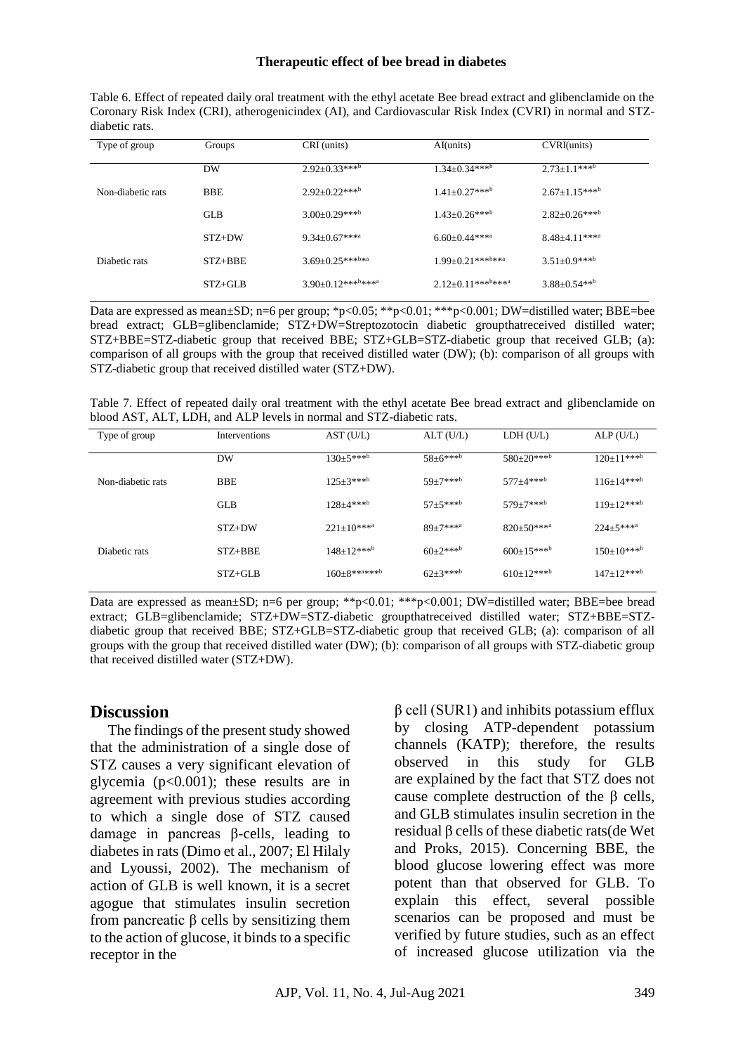Table 6. Effect of repeated daily oral treatment with the ethyl acetate Bee bread extract and glibenclamide on the Coronary Risk Index (CRI), atherogenicindex (AI), and Cardiovascular Risk Index (CVRI) in normal and STZ-diabetic rats.

| Type of group | Groups | CRI (units) | AI(units) | CVRI(units) |
|---|---|---|---|---|
| Non-diabetic rats | DW | 2.92±0.33***[b] | 1.34±0.34***[b] | 2.73±1.1***[b] |
| | BBE | 2.92±0.22***[b] | 1.41±0.27***[b] | 2.67±1.15***[b] |
| | GLB | 3.00±0.29***[b] | 1.43±0.26***[b] | 2.82±0.26***[b] |
| Diabetic rats | STZ+DW | 9.34±0.67***[a] | 6.60±0.44***[a] | 8.48±4.11***[a] |
| | STZ+BBE | 3.69±0.25***[b]*[a] | 1.99±0.21***[b]**[a] | 3.51±0.9***[b] |
| | STZ+GLB | 3.90±0.12***[b]***[a] | 2.12±0.11***[b]***[a] | 3.88±0.54**[b] |

Data are expressed as mean±SD; n=6 per group; *p<0.05; **p<0.01; ***p<0.001; DW=distilled water; BBE=bee bread extract; GLB=glibenclamide; STZ+DW=Streptozotocin diabetic groupthatreceived distilled water; STZ+BBE=STZ-diabetic group that received BBE; STZ+GLB=STZ-diabetic group that received GLB; (a): comparison of all groups with the group that received distilled water (DW); (b): comparison of all groups with STZ-diabetic group that received distilled water (STZ+DW).

Table 7. Effect of repeated daily oral treatment with the ethyl acetate Bee bread extract and glibenclamide on blood AST, ALT, LDH, and ALP levels in normal and STZ-diabetic rats.

| Type of group | Interventions | AST (U/L) | ALT (U/L) | LDH (U/L) | ALP (U/L) |
|---|---|---|---|---|---|
| Non-diabetic rats | DW | 130±5***[b] | 58±6***[b] | 580±20***[b] | 120±11***[b] |
| | BBE | 125±3***[b] | 59±7***[b] | 577±4***[b] | 116±14***[b] |
| | GLB | 128±4***[b] | 57±5***[b] | 579±7***[b] | 119±12***[b] |
| Diabetic rats | STZ+DW | 221±10***[a] | 89±7***[a] | 820±50***[a] | 224±5***[a] |
| | STZ+BBE | 148±12***[b] | 60±2***[b] | 600±15***[b] | 150±10***[b] |
| | STZ+GLB | 160±8******[b] | 62±3***[b] | 610±12***[b] | 147±12***[b] |

Data are expressed as mean±SD; n=6 per group; **p<0.01; ***p<0.001; DW=distilled water; BBE=bee bread extract; GLB=glibenclamide; STZ+DW=STZ-diabetic groupthatreceived distilled water; STZ+BBE=STZ-diabetic group that received BBE; STZ+GLB=STZ-diabetic group that received GLB; (a): comparison of all groups with the group that received distilled water (DW); (b): comparison of all groups with STZ-diabetic group that received distilled water (STZ+DW).

## Discussion

The findings of the present study showed that the administration of a single dose of STZ causes a very significant elevation of glycemia ($p<0.001$); these results are in agreement with previous studies according to which a single dose of STZ caused damage in pancreas β-cells, leading to diabetes in rats (Dimo et al., 2007; El Hilaly and Lyoussi, 2002). The mechanism of action of GLB is well known, it is a secret agogue that stimulates insulin secretion from pancreatic β cells by sensitizing them to the action of glucose, it binds to a specific receptor in the β cell (SUR1) and inhibits potassium efflux by closing ATP-dependent potassium channels (KATP); therefore, the results observed in this study for GLB are explained by the fact that STZ does not cause complete destruction of the β cells, and GLB stimulates insulin secretion in the residual β cells of these diabetic rats(de Wet and Proks, 2015). Concerning BBE, the blood glucose lowering effect was more potent than that observed for GLB. To explain this effect, several possible scenarios can be proposed and must be verified by future studies, such as an effect of increased glucose utilization via the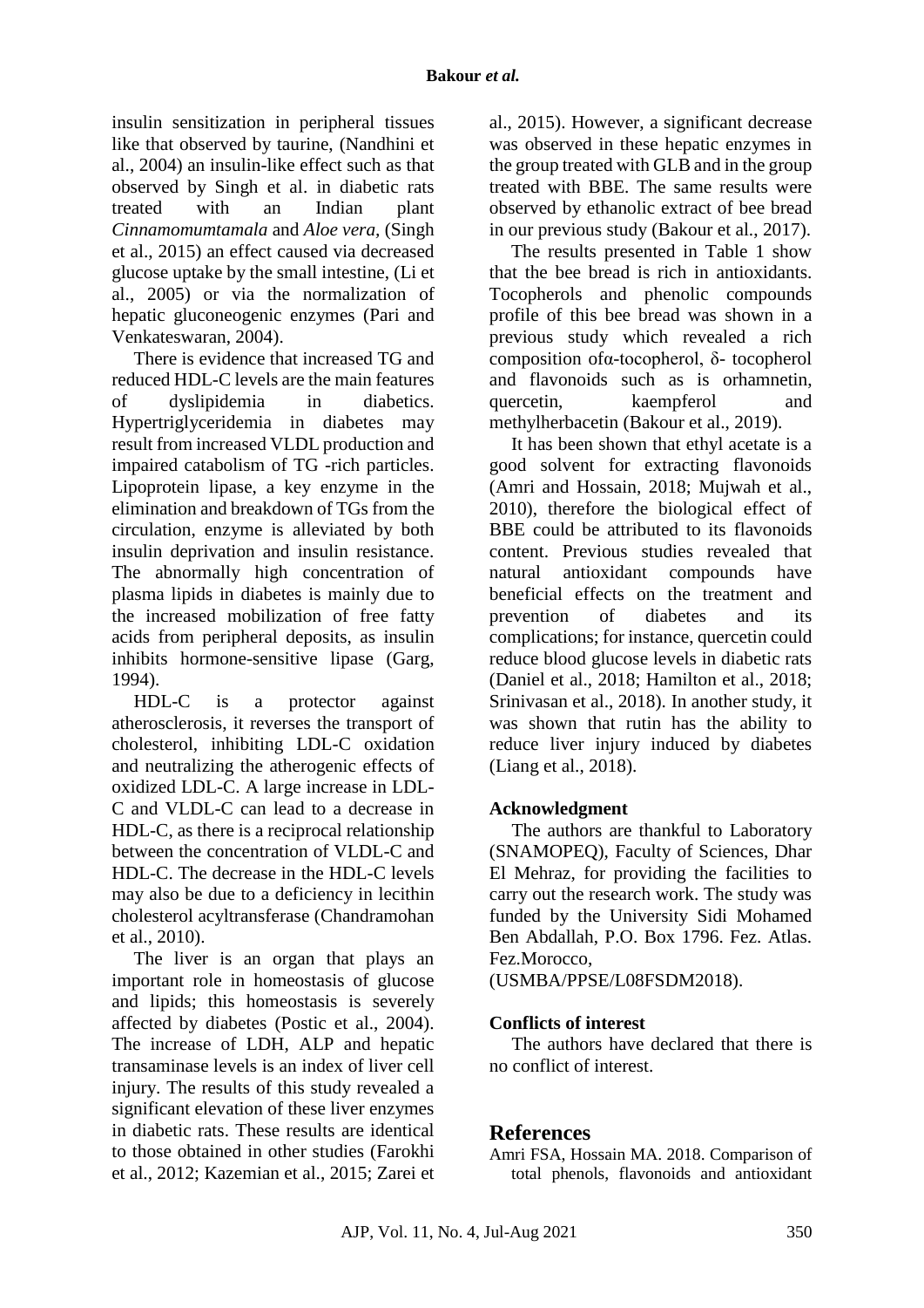insulin sensitization in peripheral tissues like that observed by taurine, (Nandhini et al., 2004) an insulin-like effect such as that observed by Singh et al. in diabetic rats treated with an Indian plant *Cinnamomumtamala* and *Aloe vera*, (Singh et al., 2015) an effect caused via decreased glucose uptake by the small intestine, (Li et al., 2005) or via the normalization of hepatic gluconeogenic enzymes (Pari and Venkateswaran, 2004).

There is evidence that increased TG and reduced HDL-C levels are the main features of dyslipidemia in diabetics. Hypertriglyceridemia in diabetes may result from increased VLDL production and impaired catabolism of TG -rich particles. Lipoprotein lipase, a key enzyme in the elimination and breakdown of TGs from the circulation, enzyme is alleviated by both insulin deprivation and insulin resistance. The abnormally high concentration of plasma lipids in diabetes is mainly due to the increased mobilization of free fatty acids from peripheral deposits, as insulin inhibits hormone-sensitive lipase (Garg, 1994).

HDL-C is a protector against atherosclerosis, it reverses the transport of cholesterol, inhibiting LDL-C oxidation and neutralizing the atherogenic effects of oxidized LDL-C. A large increase in LDL-C and VLDL-C can lead to a decrease in HDL-C, as there is a reciprocal relationship between the concentration of VLDL-C and HDL-C. The decrease in the HDL-C levels may also be due to a deficiency in lecithin cholesterol acyltransferase (Chandramohan et al., 2010).

The liver is an organ that plays an important role in homeostasis of glucose and lipids; this homeostasis is severely affected by diabetes (Postic et al., 2004). The increase of LDH, ALP and hepatic transaminase levels is an index of liver cell injury. The results of this study revealed a significant elevation of these liver enzymes in diabetic rats. These results are identical to those obtained in other studies (Farokhi et al., 2012; Kazemian et al., 2015; Zarei et al., 2015). However, a significant decrease was observed in these hepatic enzymes in the group treated with GLB and in the group treated with BBE. The same results were observed by ethanolic extract of bee bread in our previous study (Bakour et al., 2017).

The results presented in Table 1 show that the bee bread is rich in antioxidants. Tocopherols and phenolic compounds profile of this bee bread was shown in a previous study which revealed a rich composition ofα-tocopherol, δ- tocopherol and flavonoids such as is orhamnetin, quercetin, kaempferol and methylherbacetin (Bakour et al., 2019).

It has been shown that ethyl acetate is a good solvent for extracting flavonoids (Amri and Hossain, 2018; Mujwah et al., 2010), therefore the biological effect of BBE could be attributed to its flavonoids content. Previous studies revealed that natural antioxidant compounds have beneficial effects on the treatment and prevention of diabetes and its complications; for instance, quercetin could reduce blood glucose levels in diabetic rats (Daniel et al., 2018; Hamilton et al., 2018; Srinivasan et al., 2018). In another study, it was shown that rutin has the ability to reduce liver injury induced by diabetes (Liang et al., 2018).

### Acknowledgment

The authors are thankful to Laboratory (SNAMOPEQ), Faculty of Sciences, Dhar El Mehraz, for providing the facilities to carry out the research work. The study was funded by the University Sidi Mohamed Ben Abdallah, P.O. Box 1796. Fez. Atlas. Fez.Morocco, (USMBA/PPSE/L08FSDM2018).

### Conflicts of interest

The authors have declared that there is no conflict of interest.

## References

Amri FSA, Hossain MA. 2018. Comparison of total phenols, flavonoids and antioxidant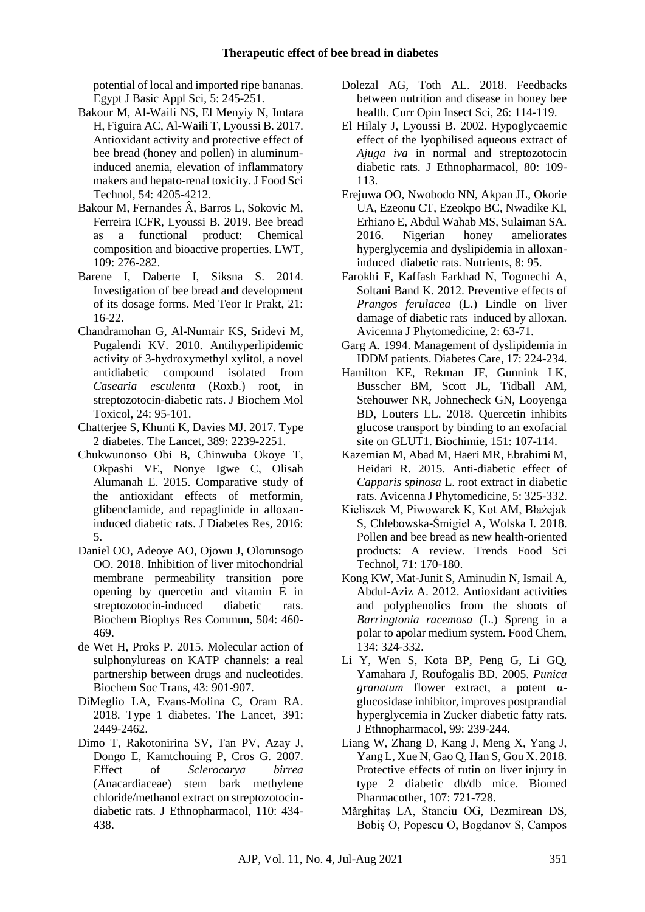potential of local and imported ripe bananas. Egypt J Basic Appl Sci, 5: 245-251.

Bakour M, Al-Waili NS, El Menyiy N, Imtara H, Figuira AC, Al-Waili T, Lyoussi B. 2017. Antioxidant activity and protective effect of bee bread (honey and pollen) in aluminum-induced anemia, elevation of inflammatory makers and hepato-renal toxicity. J Food Sci Technol, 54: 4205-4212.

Bakour M, Fernandes Â, Barros L, Sokovic M, Ferreira ICFR, Lyoussi B. 2019. Bee bread as a functional product: Chemical composition and bioactive properties. LWT, 109: 276-282.

Barene I, Daberte I, Siksna S. 2014. Investigation of bee bread and development of its dosage forms. Med Teor Ir Prakt, 21: 16-22.

Chandramohan G, Al-Numair KS, Sridevi M, Pugalendi KV. 2010. Antihyperlipidemic activity of 3-hydroxymethyl xylitol, a novel antidiabetic compound isolated from *Casearia esculenta* (Roxb.) root, in streptozotocin-diabetic rats. J Biochem Mol Toxicol, 24: 95-101.

Chatterjee S, Khunti K, Davies MJ. 2017. Type 2 diabetes. The Lancet, 389: 2239-2251.

Chukwunonso Obi B, Chinwuba Okoye T, Okpashi VE, Nonye Igwe C, Olisah Alumanah E. 2015. Comparative study of the antioxidant effects of metformin, glibenclamide, and repaglinide in alloxan-induced diabetic rats. J Diabetes Res, 2016: 5.

Daniel OO, Adeoye AO, Ojowu J, Olorunsogo OO. 2018. Inhibition of liver mitochondrial membrane permeability transition pore opening by quercetin and vitamin E in streptozotocin-induced diabetic rats. Biochem Biophys Res Commun, 504: 460-469.

de Wet H, Proks P. 2015. Molecular action of sulphonylureas on KATP channels: a real partnership between drugs and nucleotides. Biochem Soc Trans, 43: 901-907.

DiMeglio LA, Evans-Molina C, Oram RA. 2018. Type 1 diabetes. The Lancet, 391: 2449-2462.

Dimo T, Rakotonirina SV, Tan PV, Azay J, Dongo E, Kamtchouing P, Cros G. 2007. Effect of *Sclerocarya birrea* (Anacardiaceae) stem bark methylene chloride/methanol extract on streptozotocin-diabetic rats. J Ethnopharmacol, 110: 434-438.

Dolezal AG, Toth AL. 2018. Feedbacks between nutrition and disease in honey bee health. Curr Opin Insect Sci, 26: 114-119.

El Hilaly J, Lyoussi B. 2002. Hypoglycaemic effect of the lyophilised aqueous extract of *Ajuga iva* in normal and streptozotocin diabetic rats. J Ethnopharmacol, 80: 109-113.

Erejuwa OO, Nwobodo NN, Akpan JL, Okorie UA, Ezeonu CT, Ezeokpo BC, Nwadike KI, Erhiano E, Abdul Wahab MS, Sulaiman SA. 2016. Nigerian honey ameliorates hyperglycemia and dyslipidemia in alloxan-induced diabetic rats. Nutrients, 8: 95.

Farokhi F, Kaffash Farkhad N, Togmechi A, Soltani Band K. 2012. Preventive effects of *Prangos ferulacea* (L.) Lindle on liver damage of diabetic rats induced by alloxan. Avicenna J Phytomedicine, 2: 63-71.

Garg A. 1994. Management of dyslipidemia in IDDM patients. Diabetes Care, 17: 224-234.

Hamilton KE, Rekman JF, Gunnink LK, Busscher BM, Scott JL, Tidball AM, Stehouwer NR, Johnecheck GN, Looyenga BD, Louters LL. 2018. Quercetin inhibits glucose transport by binding to an exofacial site on GLUT1. Biochimie, 151: 107-114.

Kazemian M, Abad M, Haeri MR, Ebrahimi M, Heidari R. 2015. Anti-diabetic effect of *Capparis spinosa* L. root extract in diabetic rats. Avicenna J Phytomedicine, 5: 325-332.

Kieliszek M, Piwowarek K, Kot AM, Błażejak S, Chlebowska-Śmigiel A, Wolska I. 2018. Pollen and bee bread as new health-oriented products: A review. Trends Food Sci Technol, 71: 170-180.

Kong KW, Mat-Junit S, Aminudin N, Ismail A, Abdul-Aziz A. 2012. Antioxidant activities and polyphenolics from the shoots of *Barringtonia racemosa* (L.) Spreng in a polar to apolar medium system. Food Chem, 134: 324-332.

Li Y, Wen S, Kota BP, Peng G, Li GQ, Yamahara J, Roufogalis BD. 2005. *Punica granatum* flower extract, a potent α-glucosidase inhibitor, improves postprandial hyperglycemia in Zucker diabetic fatty rats. J Ethnopharmacol, 99: 239-244.

Liang W, Zhang D, Kang J, Meng X, Yang J, Yang L, Xue N, Gao Q, Han S, Gou X. 2018. Protective effects of rutin on liver injury in type 2 diabetic db/db mice. Biomed Pharmacother, 107: 721-728.

Mărghitaş LA, Stanciu OG, Dezmirean DS, Bobiş O, Popescu O, Bogdanov S, Campos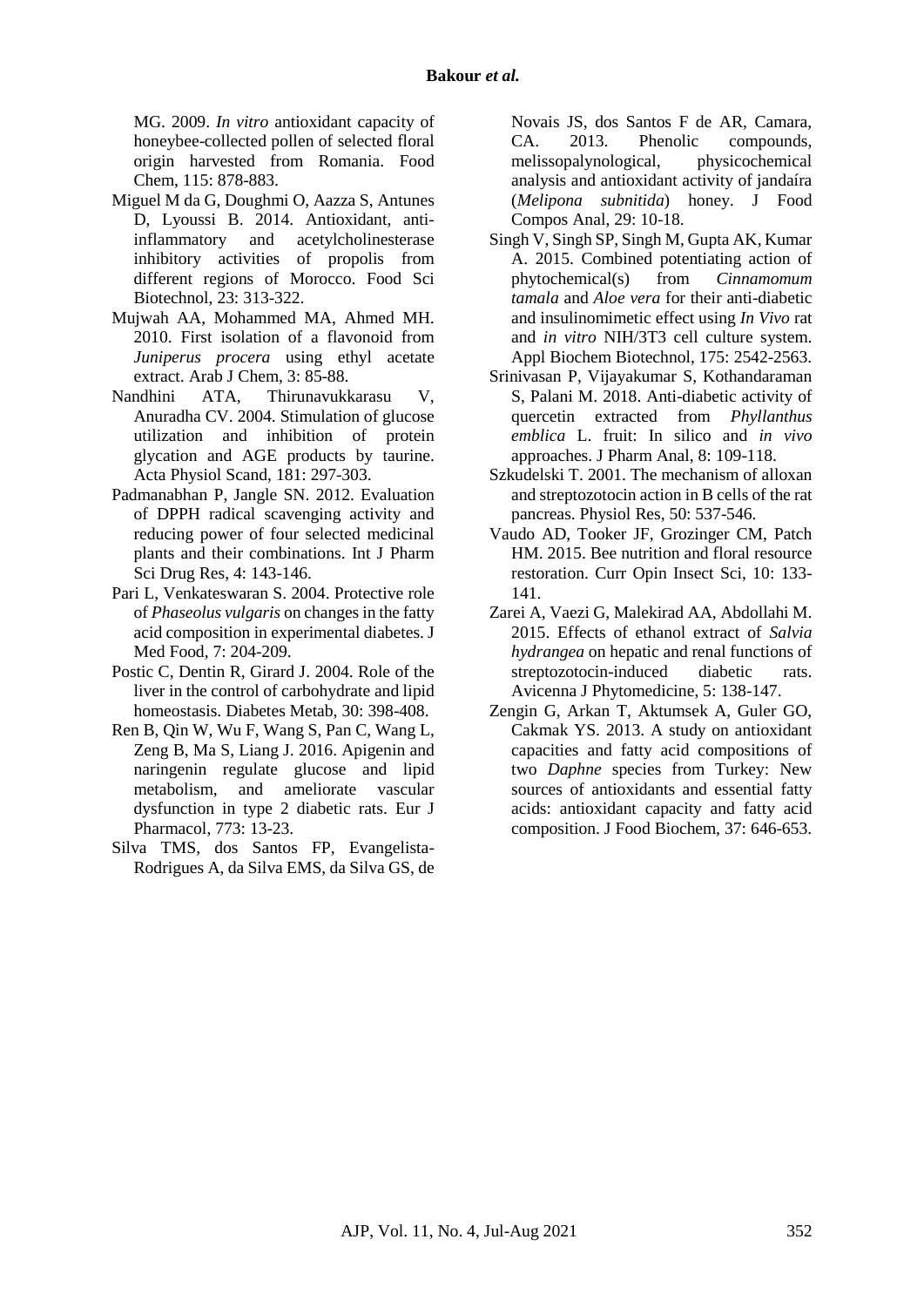MG. 2009. *In vitro* antioxidant capacity of honeybee-collected pollen of selected floral origin harvested from Romania. Food Chem, 115: 878-883.

Miguel M da G, Doughmi O, Aazza S, Antunes D, Lyoussi B. 2014. Antioxidant, anti-inflammatory and acetylcholinesterase inhibitory activities of propolis from different regions of Morocco. Food Sci Biotechnol, 23: 313-322.

Mujwah AA, Mohammed MA, Ahmed MH. 2010. First isolation of a flavonoid from *Juniperus procera* using ethyl acetate extract. Arab J Chem, 3: 85-88.

Nandhini ATA, Thirunavukkarasu V, Anuradha CV. 2004. Stimulation of glucose utilization and inhibition of protein glycation and AGE products by taurine. Acta Physiol Scand, 181: 297-303.

Padmanabhan P, Jangle SN. 2012. Evaluation of DPPH radical scavenging activity and reducing power of four selected medicinal plants and their combinations. Int J Pharm Sci Drug Res, 4: 143-146.

Pari L, Venkateswaran S. 2004. Protective role of *Phaseolus vulgaris* on changes in the fatty acid composition in experimental diabetes. J Med Food, 7: 204-209.

Postic C, Dentin R, Girard J. 2004. Role of the liver in the control of carbohydrate and lipid homeostasis. Diabetes Metab, 30: 398-408.

Ren B, Qin W, Wu F, Wang S, Pan C, Wang L, Zeng B, Ma S, Liang J. 2016. Apigenin and naringenin regulate glucose and lipid metabolism, and ameliorate vascular dysfunction in type 2 diabetic rats. Eur J Pharmacol, 773: 13-23.

Silva TMS, dos Santos FP, Evangelista-Rodrigues A, da Silva EMS, da Silva GS, de Novais JS, dos Santos F de AR, Camara, CA. 2013. Phenolic compounds, melissopalynological, physicochemical analysis and antioxidant activity of jandaíra (*Melipona subnitida*) honey. J Food Compos Anal, 29: 10-18.

Singh V, Singh SP, Singh M, Gupta AK, Kumar A. 2015. Combined potentiating action of phytochemical(s) from *Cinnamomum tamala* and *Aloe vera* for their anti-diabetic and insulinomimetic effect using *In Vivo* rat and *in vitro* NIH/3T3 cell culture system. Appl Biochem Biotechnol, 175: 2542-2563.

Srinivasan P, Vijayakumar S, Kothandaraman S, Palani M. 2018. Anti-diabetic activity of quercetin extracted from *Phyllanthus emblica* L. fruit: In silico and *in vivo* approaches. J Pharm Anal, 8: 109-118.

Szkudelski T. 2001. The mechanism of alloxan and streptozotocin action in B cells of the rat pancreas. Physiol Res, 50: 537-546.

Vaudo AD, Tooker JF, Grozinger CM, Patch HM. 2015. Bee nutrition and floral resource restoration. Curr Opin Insect Sci, 10: 133-141.

Zarei A, Vaezi G, Malekirad AA, Abdollahi M. 2015. Effects of ethanol extract of *Salvia hydrangea* on hepatic and renal functions of streptozotocin-induced diabetic rats. Avicenna J Phytomedicine, 5: 138-147.

Zengin G, Arkan T, Aktumsek A, Guler GO, Cakmak YS. 2013. A study on antioxidant capacities and fatty acid compositions of two *Daphne* species from Turkey: New sources of antioxidants and essential fatty acids: antioxidant capacity and fatty acid composition. J Food Biochem, 37: 646-653.